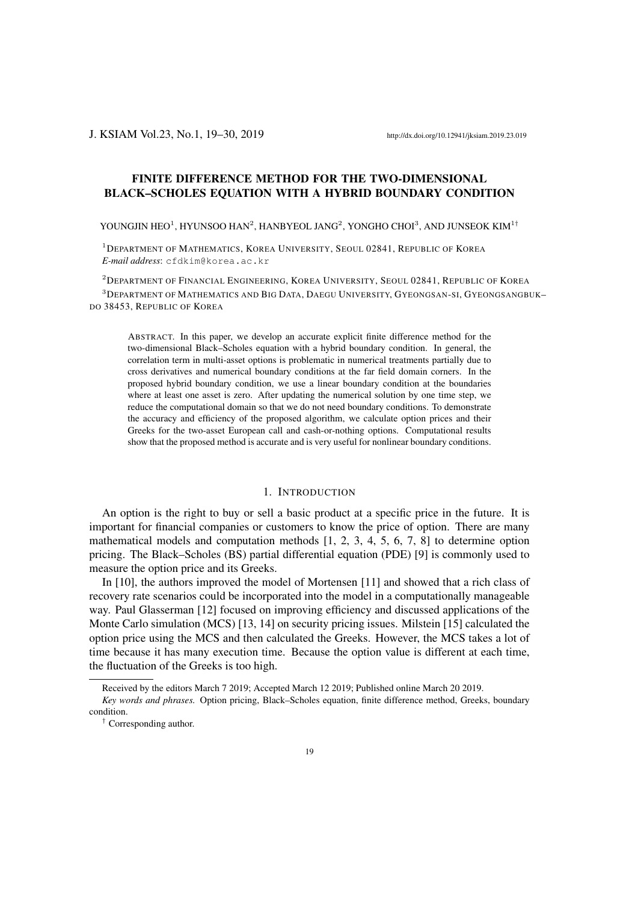# FINITE DIFFERENCE METHOD FOR THE TWO-DIMENSIONAL BLACK–SCHOLES EQUATION WITH A HYBRID BOUNDARY CONDITION

YOUNGJIN HEO[1], HYUNSOO HAN[2], HANBYEOL JANG[2], YONGHO CHOI[3], AND JUNSEOK KIM[1†]

[1]DEPARTMENT OF MATHEMATICS, KOREA UNIVERSITY, SEOUL 02841, REPUBLIC OF KOREA
*E-mail address*: cfdkim@korea.ac.kr

[2]DEPARTMENT OF FINANCIAL ENGINEERING, KOREA UNIVERSITY, SEOUL 02841, REPUBLIC OF KOREA

[3]DEPARTMENT OF MATHEMATICS AND BIG DATA, DAEGU UNIVERSITY, GYEONGSAN-SI, GYEONGSANGBUK–DO 38453, REPUBLIC OF KOREA

ABSTRACT. In this paper, we develop an accurate explicit finite difference method for the two-dimensional Black–Scholes equation with a hybrid boundary condition. In general, the correlation term in multi-asset options is problematic in numerical treatments partially due to cross derivatives and numerical boundary conditions at the far field domain corners. In the proposed hybrid boundary condition, we use a linear boundary condition at the boundaries where at least one asset is zero. After updating the numerical solution by one time step, we reduce the computational domain so that we do not need boundary conditions. To demonstrate the accuracy and efficiency of the proposed algorithm, we calculate option prices and their Greeks for the two-asset European call and cash-or-nothing options. Computational results show that the proposed method is accurate and is very useful for nonlinear boundary conditions.

## 1. INTRODUCTION

An option is the right to buy or sell a basic product at a specific price in the future. It is important for financial companies or customers to know the price of option. There are many mathematical models and computation methods [1, 2, 3, 4, 5, 6, 7, 8] to determine option pricing. The Black–Scholes (BS) partial differential equation (PDE) [9] is commonly used to measure the option price and its Greeks.

In [10], the authors improved the model of Mortensen [11] and showed that a rich class of recovery rate scenarios could be incorporated into the model in a computationally manageable way. Paul Glasserman [12] focused on improving efficiency and discussed applications of the Monte Carlo simulation (MCS) [13, 14] on security pricing issues. Milstein [15] calculated the option price using the MCS and then calculated the Greeks. However, the MCS takes a lot of time because it has many execution time. Because the option value is different at each time, the fluctuation of the Greeks is too high.

Received by the editors March 7 2019; Accepted March 12 2019; Published online March 20 2019.

*Key words and phrases.* Option pricing, Black–Scholes equation, finite difference method, Greeks, boundary condition.

† Corresponding author.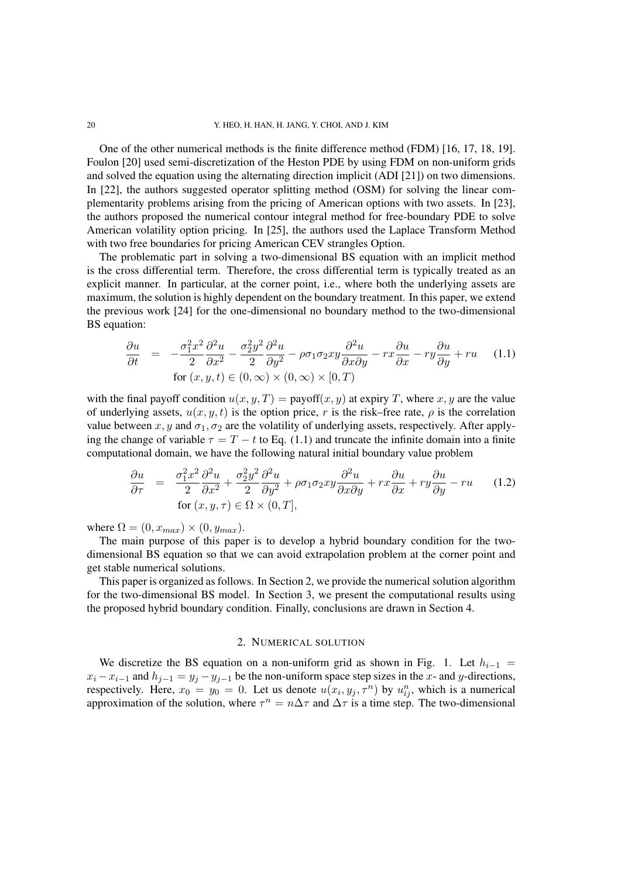One of the other numerical methods is the finite difference method (FDM) [16, 17, 18, 19]. Foulon [20] used semi-discretization of the Heston PDE by using FDM on non-uniform grids and solved the equation using the alternating direction implicit (ADI [21]) on two dimensions. In [22], the authors suggested operator splitting method (OSM) for solving the linear complementarity problems arising from the pricing of American options with two assets. In [23], the authors proposed the numerical contour integral method for free-boundary PDE to solve American volatility option pricing. In [25], the authors used the Laplace Transform Method with two free boundaries for pricing American CEV strangles Option.

The problematic part in solving a two-dimensional BS equation with an implicit method is the cross differential term. Therefore, the cross differential term is typically treated as an explicit manner. In particular, at the corner point, i.e., where both the underlying assets are maximum, the solution is highly dependent on the boundary treatment. In this paper, we extend the previous work [24] for the one-dimensional no boundary method to the two-dimensional BS equation:

$$
\begin{aligned}
\frac{\partial u}{\partial t} &= -\frac{\sigma_1^2 x^2}{2}\frac{\partial^2 u}{\partial x^2} - \frac{\sigma_2^2 y^2}{2}\frac{\partial^2 u}{\partial y^2} - \rho\sigma_1\sigma_2 xy\frac{\partial^2 u}{\partial x \partial y} - rx\frac{\partial u}{\partial x} - ry\frac{\partial u}{\partial y} + ru \qquad (1.1)\\
&\text{for } (x, y, t) \in (0, \infty) \times (0, \infty) \times [0, T)
\end{aligned}
$$

with the final payoff condition $u(x, y, T) = \text{payoff}(x, y)$ at expiry $T$, where $x, y$ are the value of underlying assets, $u(x, y, t)$ is the option price, $r$ is the risk–free rate, $\rho$ is the correlation value between $x, y$ and $\sigma_1, \sigma_2$ are the volatility of underlying assets, respectively. After applying the change of variable $\tau = T - t$ to Eq. (1.1) and truncate the infinite domain into a finite computational domain, we have the following natural initial boundary value problem

$$
\begin{aligned}
\frac{\partial u}{\partial \tau} &= \frac{\sigma_1^2 x^2}{2}\frac{\partial^2 u}{\partial x^2} + \frac{\sigma_2^2 y^2}{2}\frac{\partial^2 u}{\partial y^2} + \rho\sigma_1\sigma_2 xy\frac{\partial^2 u}{\partial x \partial y} + rx\frac{\partial u}{\partial x} + ry\frac{\partial u}{\partial y} - ru \qquad (1.2)\\
&\text{for } (x, y, \tau) \in \Omega \times (0, T],
\end{aligned}
$$

where $\Omega = (0, x_{max}) \times (0, y_{max})$.

The main purpose of this paper is to develop a hybrid boundary condition for the two-dimensional BS equation so that we can avoid extrapolation problem at the corner point and get stable numerical solutions.

This paper is organized as follows. In Section 2, we provide the numerical solution algorithm for the two-dimensional BS model. In Section 3, we present the computational results using the proposed hybrid boundary condition. Finally, conclusions are drawn in Section 4.

## 2. Numerical solution

We discretize the BS equation on a non-uniform grid as shown in Fig. 1. Let $h_{i-1} = x_i - x_{i-1}$ and $h_{j-1} = y_j - y_{j-1}$ be the non-uniform space step sizes in the $x$- and $y$-directions, respectively. Here, $x_0 = y_0 = 0$. Let us denote $u(x_i, y_j, \tau^n)$ by $u_{ij}^n$, which is a numerical approximation of the solution, where $\tau^n = n\Delta\tau$ and $\Delta\tau$ is a time step. The two-dimensional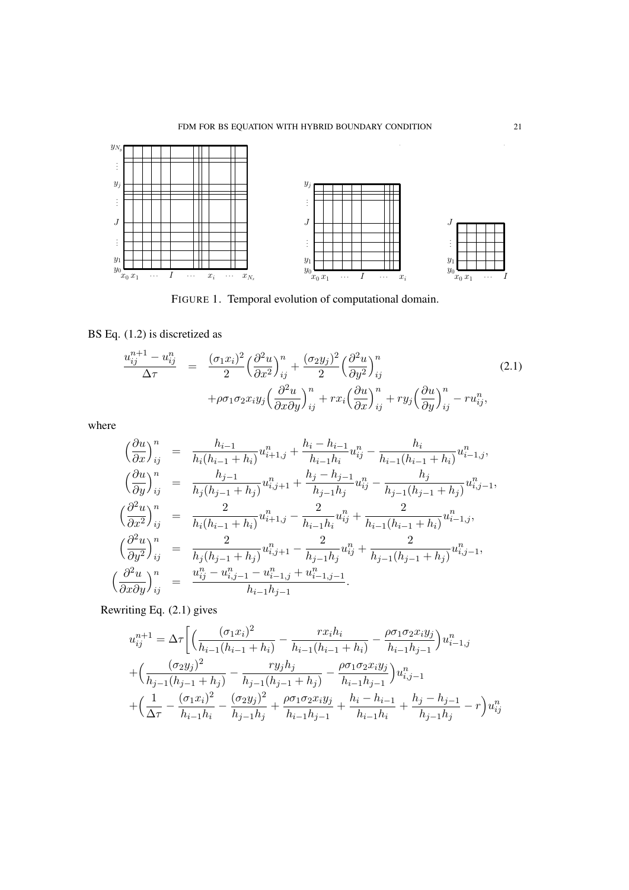FIGURE 1. Temporal evolution of computational domain.

BS Eq. (1.2) is discretized as

$$
\begin{aligned}
\frac{u_{ij}^{n+1}-u_{ij}^{n}}{\Delta\tau} &= \frac{(\sigma_1 x_i)^2}{2}\Big(\frac{\partial^2 u}{\partial x^2}\Big)_{ij}^n + \frac{(\sigma_2 y_j)^2}{2}\Big(\frac{\partial^2 u}{\partial y^2}\Big)_{ij}^n \qquad (2.1)\\
&\quad +\rho\sigma_1\sigma_2 x_i y_j\Big(\frac{\partial^2 u}{\partial x\partial y}\Big)_{ij}^n + r x_i\Big(\frac{\partial u}{\partial x}\Big)_{ij}^n + r y_j\Big(\frac{\partial u}{\partial y}\Big)_{ij}^n - r u_{ij}^n,
\end{aligned}
$$

where

$$
\begin{aligned}
\Big(\frac{\partial u}{\partial x}\Big)_{ij}^n &= \frac{h_{i-1}}{h_i(h_{i-1}+h_i)}u_{i+1,j}^n + \frac{h_i-h_{i-1}}{h_{i-1}h_i}u_{ij}^n - \frac{h_i}{h_{i-1}(h_{i-1}+h_i)}u_{i-1,j}^n,\\
\Big(\frac{\partial u}{\partial y}\Big)_{ij}^n &= \frac{h_{j-1}}{h_j(h_{j-1}+h_j)}u_{i,j+1}^n + \frac{h_j-h_{j-1}}{h_{j-1}h_j}u_{ij}^n - \frac{h_j}{h_{j-1}(h_{j-1}+h_j)}u_{i,j-1}^n,\\
\Big(\frac{\partial^2 u}{\partial x^2}\Big)_{ij}^n &= \frac{2}{h_i(h_{i-1}+h_i)}u_{i+1,j}^n - \frac{2}{h_{i-1}h_i}u_{ij}^n + \frac{2}{h_{i-1}(h_{i-1}+h_i)}u_{i-1,j}^n,\\
\Big(\frac{\partial^2 u}{\partial y^2}\Big)_{ij}^n &= \frac{2}{h_j(h_{j-1}+h_j)}u_{i,j+1}^n - \frac{2}{h_{j-1}h_j}u_{ij}^n + \frac{2}{h_{j-1}(h_{j-1}+h_j)}u_{i,j-1}^n,\\
\Big(\frac{\partial^2 u}{\partial x\partial y}\Big)_{ij}^n &= \frac{u_{ij}^n - u_{i,j-1}^n - u_{i-1,j}^n + u_{i-1,j-1}^n}{h_{i-1}h_{j-1}}.
\end{aligned}
$$

Rewriting Eq. (2.1) gives

$$
\begin{aligned}
u_{ij}^{n+1} &= \Delta\tau\Big[\Big(\frac{(\sigma_1 x_i)^2}{h_{i-1}(h_{i-1}+h_i)} - \frac{r x_i h_i}{h_{i-1}(h_{i-1}+h_i)} - \frac{\rho\sigma_1\sigma_2 x_i y_j}{h_{i-1}h_{j-1}}\Big)u_{i-1,j}^n\\
&+\Big(\frac{(\sigma_2 y_j)^2}{h_{j-1}(h_{j-1}+h_j)} - \frac{r y_j h_j}{h_{j-1}(h_{j-1}+h_j)} - \frac{\rho\sigma_1\sigma_2 x_i y_j}{h_{i-1}h_{j-1}}\Big)u_{i,j-1}^n\\
&+\Big(\frac{1}{\Delta\tau} - \frac{(\sigma_1 x_i)^2}{h_{i-1}h_i} - \frac{(\sigma_2 y_j)^2}{h_{j-1}h_j} + \frac{\rho\sigma_1\sigma_2 x_i y_j}{h_{i-1}h_{j-1}} + \frac{h_i-h_{i-1}}{h_{i-1}h_i} + \frac{h_j-h_{j-1}}{h_{j-1}h_j} - r\Big)u_{ij}^n
\end{aligned}
$$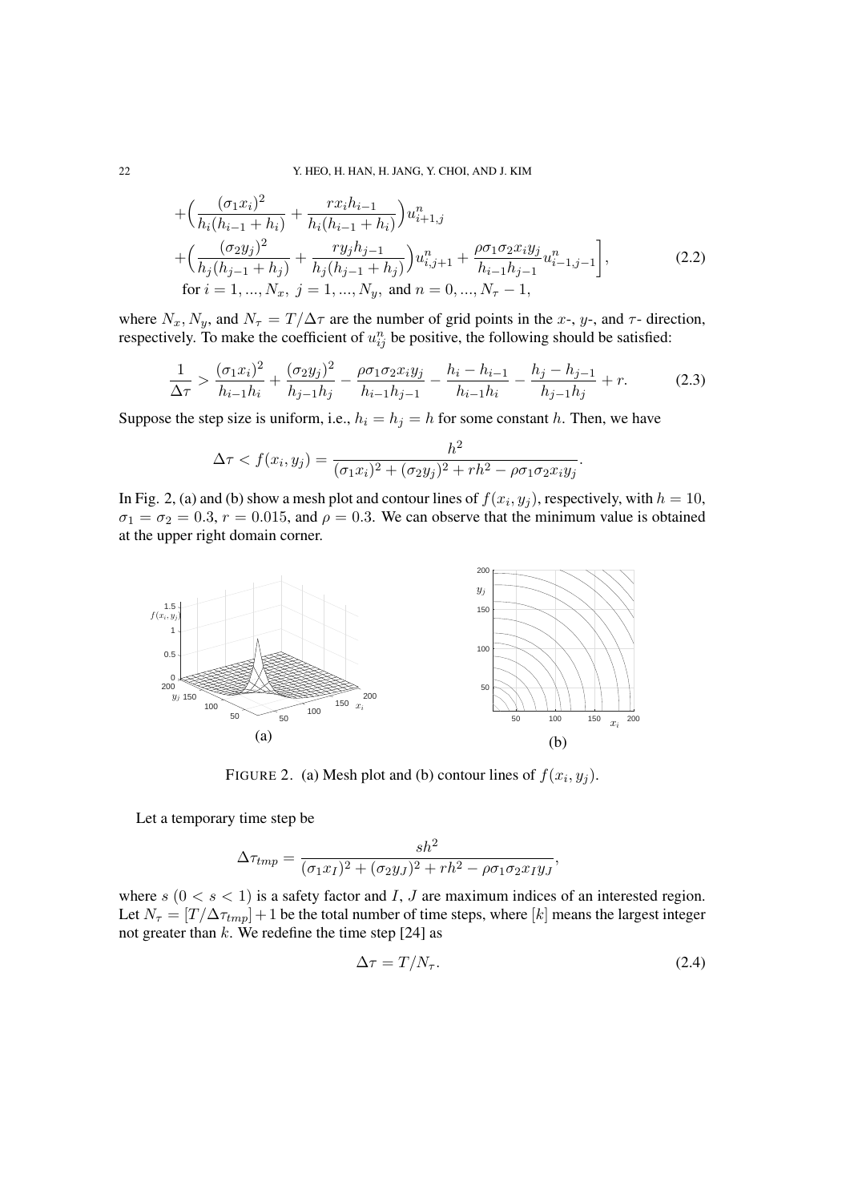$$
\begin{aligned}
&+\Big(\frac{(\sigma_1 x_i)^2}{h_i(h_{i-1}+h_i)}+\frac{r x_i h_{i-1}}{h_i(h_{i-1}+h_i)}\Big)u^n_{i+1,j}\\
&+\Big(\frac{(\sigma_2 y_j)^2}{h_j(h_{j-1}+h_j)}+\frac{r y_j h_{j-1}}{h_j(h_{j-1}+h_j)}\Big)u^n_{i,j+1}+\frac{\rho\sigma_1\sigma_2 x_i y_j}{h_{i-1}h_{j-1}}u^n_{i-1,j-1}\Bigg],\\
&\text{for } i=1,...,N_x,\ j=1,...,N_y,\ \text{and } n=0,...,N_\tau-1,
\end{aligned}
\tag{2.2}
$$

where $N_x, N_y$, and $N_\tau = T/\Delta\tau$ are the number of grid points in the $x$-, $y$-, and $\tau$- direction, respectively. To make the coefficient of $u^n_{ij}$ be positive, the following should be satisfied:

$$
\frac{1}{\Delta\tau} > \frac{(\sigma_1 x_i)^2}{h_{i-1}h_i}+\frac{(\sigma_2 y_j)^2}{h_{j-1}h_j}-\frac{\rho\sigma_1\sigma_2 x_i y_j}{h_{i-1}h_{j-1}}-\frac{h_i-h_{i-1}}{h_{i-1}h_i}-\frac{h_j-h_{j-1}}{h_{j-1}h_j}+r. \tag{2.3}
$$

Suppose the step size is uniform, i.e., $h_i = h_j = h$ for some constant $h$. Then, we have

$$
\Delta\tau < f(x_i, y_j) = \frac{h^2}{(\sigma_1 x_i)^2+(\sigma_2 y_j)^2+rh^2-\rho\sigma_1\sigma_2 x_i y_j}.
$$

In Fig. 2, (a) and (b) show a mesh plot and contour lines of $f(x_i, y_j)$, respectively, with $h = 10$, $\sigma_1 = \sigma_2 = 0.3$, $r = 0.015$, and $\rho = 0.3$. We can observe that the minimum value is obtained at the upper right domain corner.

FIGURE 2. (a) Mesh plot and (b) contour lines of $f(x_i, y_j)$.

Let a temporary time step be

$$
\Delta\tau_{tmp} = \frac{sh^2}{(\sigma_1 x_I)^2+(\sigma_2 y_J)^2+rh^2-\rho\sigma_1\sigma_2 x_I y_J},
$$

where $s$ $(0 < s < 1)$ is a safety factor and $I$, $J$ are maximum indices of an interested region. Let $N_\tau = [T/\Delta\tau_{tmp}]+1$ be the total number of time steps, where $[k]$ means the largest integer not greater than $k$. We redefine the time step [24] as

$$
\Delta\tau = T/N_\tau. \tag{2.4}
$$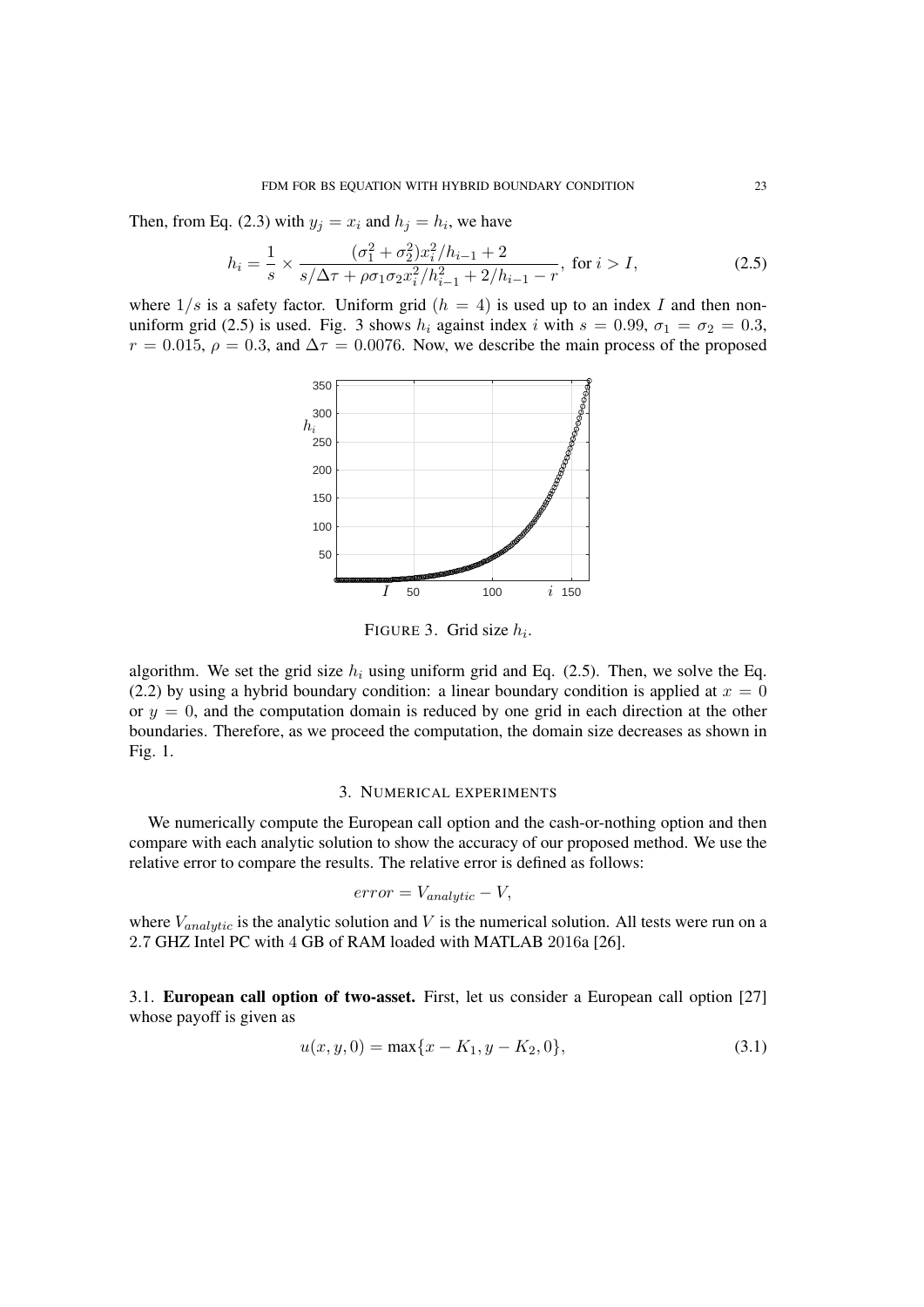Then, from Eq. (2.3) with $y_j = x_i$ and $h_j = h_i$, we have

$$h_i = \frac{1}{s} \times \frac{(\sigma_1^2 + \sigma_2^2)x_i^2/h_{i-1} + 2}{s/\Delta\tau + \rho\sigma_1\sigma_2 x_i^2/h_{i-1}^2 + 2/h_{i-1} - r}, \text{ for } i > I, \tag{2.5}$$

where $1/s$ is a safety factor. Uniform grid ($h = 4$) is used up to an index $I$ and then non-uniform grid (2.5) is used. Fig. 3 shows $h_i$ against index $i$ with $s = 0.99$, $\sigma_1 = \sigma_2 = 0.3$, $r = 0.015$, $\rho = 0.3$, and $\Delta\tau = 0.0076$. Now, we describe the main process of the proposed algorithm. We set the grid size $h_i$ using uniform grid and Eq. (2.5). Then, we solve the Eq. (2.2) by using a hybrid boundary condition: a linear boundary condition is applied at $x = 0$ or $y = 0$, and the computation domain is reduced by one grid in each direction at the other boundaries. Therefore, as we proceed the computation, the domain size decreases as shown in Fig. 1.

FIGURE 3. Grid size $h_i$.

## 3. Numerical experiments

We numerically compute the European call option and the cash-or-nothing option and then compare with each analytic solution to show the accuracy of our proposed method. We use the relative error to compare the results. The relative error is defined as follows:

$$error = V_{analytic} - V,$$

where $V_{analytic}$ is the analytic solution and $V$ is the numerical solution. All tests were run on a 2.7 GHZ Intel PC with 4 GB of RAM loaded with MATLAB 2016a [26].

### 3.1. **European call option of two-asset.**

First, let us consider a European call option [27] whose payoff is given as

$$u(x, y, 0) = \max\{x - K_1, y - K_2, 0\}, \tag{3.1}$$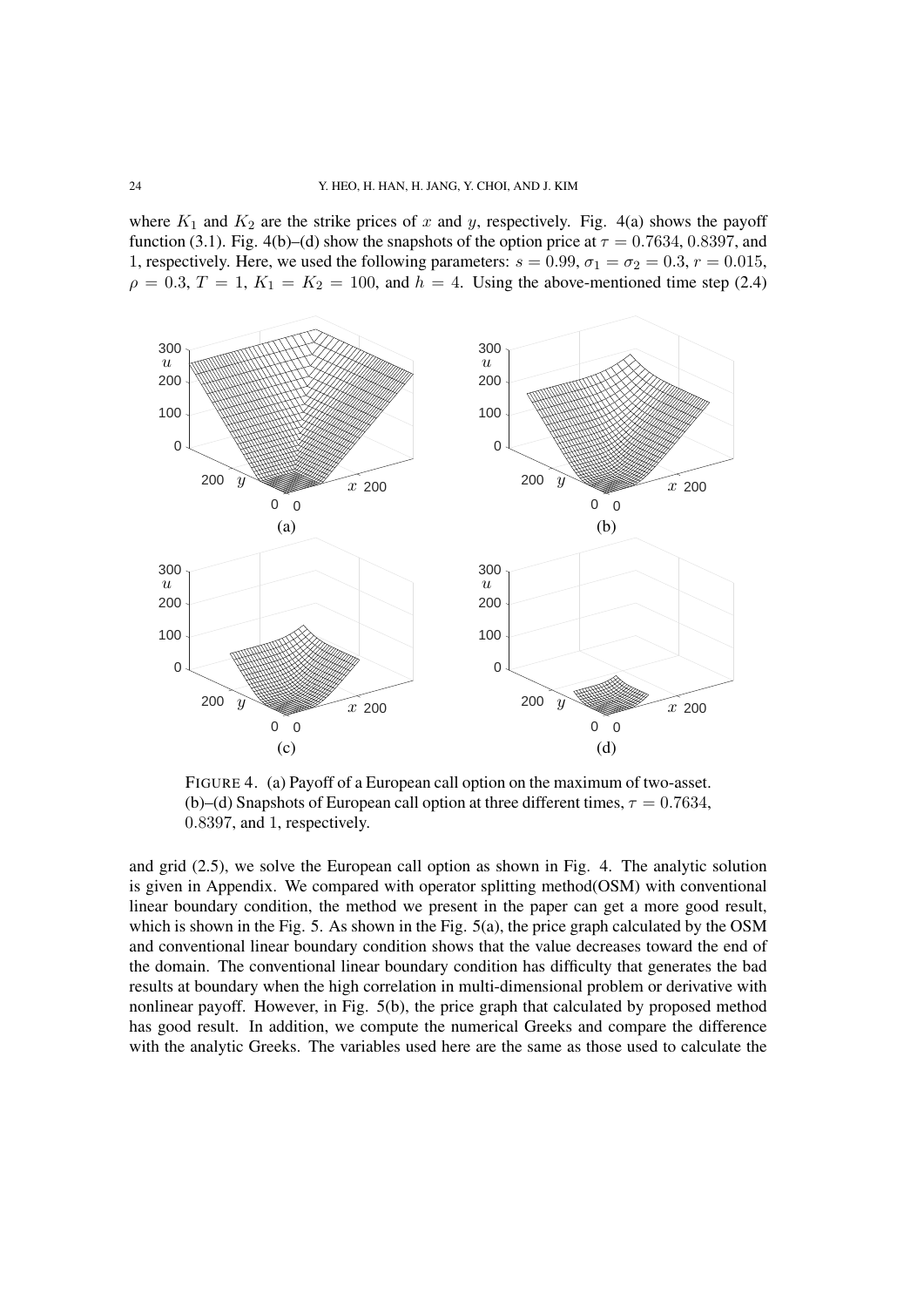where $K_1$ and $K_2$ are the strike prices of $x$ and $y$, respectively. Fig. 4(a) shows the payoff function (3.1). Fig. 4(b)–(d) show the snapshots of the option price at $\tau = 0.7634$, $0.8397$, and 1, respectively. Here, we used the following parameters: $s = 0.99$, $\sigma_1 = \sigma_2 = 0.3$, $r = 0.015$, $\rho = 0.3$, $T = 1$, $K_1 = K_2 = 100$, and $h = 4$. Using the above-mentioned time step (2.4)

FIGURE 4. (a) Payoff of a European call option on the maximum of two-asset. (b)–(d) Snapshots of European call option at three different times, $\tau = 0.7634$, $0.8397$, and 1, respectively.

and grid (2.5), we solve the European call option as shown in Fig. 4. The analytic solution is given in Appendix. We compared with operator splitting method(OSM) with conventional linear boundary condition, the method we present in the paper can get a more good result, which is shown in the Fig. 5. As shown in the Fig. 5(a), the price graph calculated by the OSM and conventional linear boundary condition shows that the value decreases toward the end of the domain. The conventional linear boundary condition has difficulty that generates the bad results at boundary when the high correlation in multi-dimensional problem or derivative with nonlinear payoff. However, in Fig. 5(b), the price graph that calculated by proposed method has good result. In addition, we compute the numerical Greeks and compare the difference with the analytic Greeks. The variables used here are the same as those used to calculate the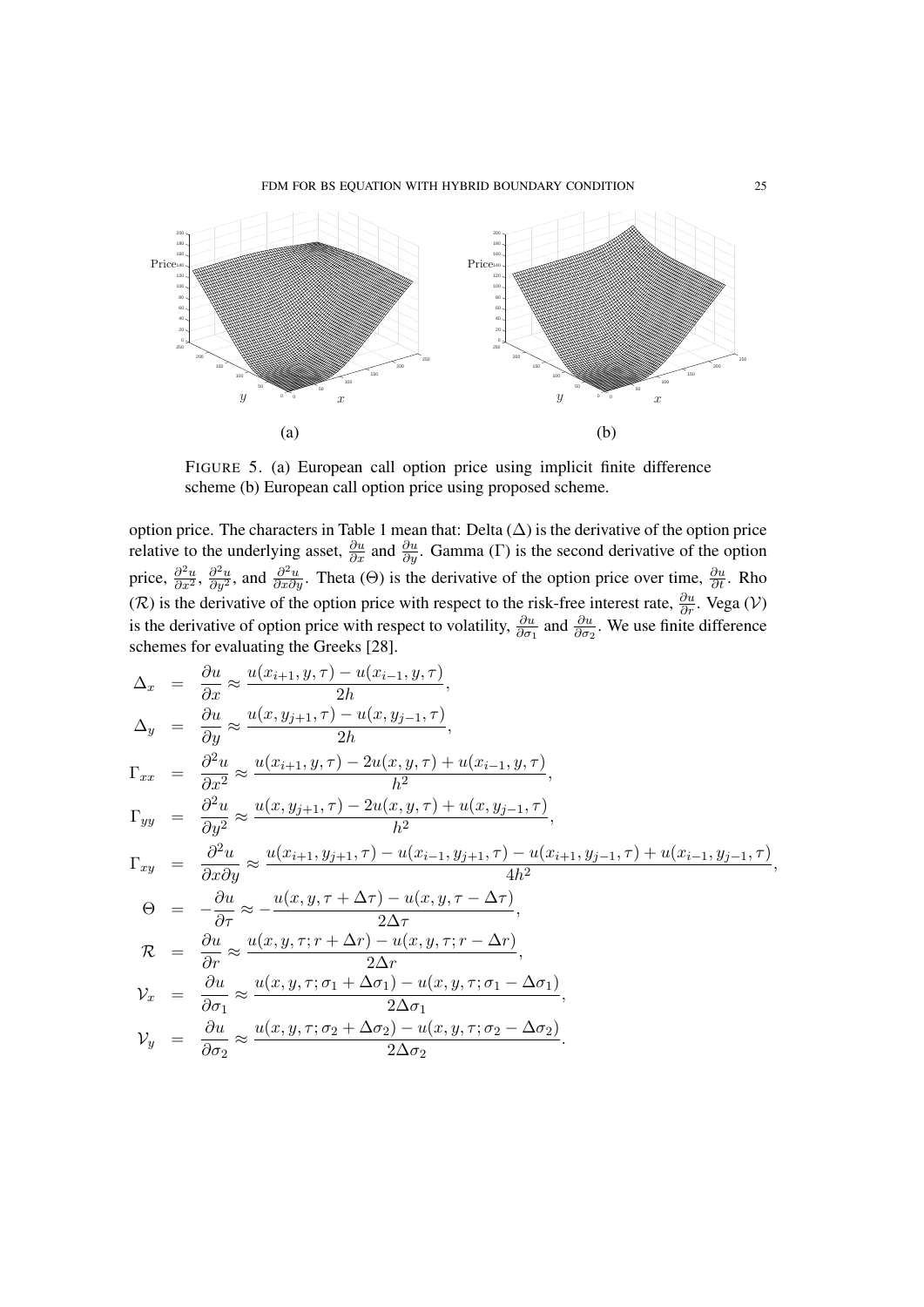FIGURE 5. (a) European call option price using implicit finite difference scheme (b) European call option price using proposed scheme.

option price. The characters in Table 1 mean that: Delta ($\Delta$) is the derivative of the option price relative to the underlying asset, $\frac{\partial u}{\partial x}$ and $\frac{\partial u}{\partial y}$. Gamma ($\Gamma$) is the second derivative of the option price, $\frac{\partial^2 u}{\partial x^2}$, $\frac{\partial^2 u}{\partial y^2}$, and $\frac{\partial^2 u}{\partial x \partial y}$. Theta ($\Theta$) is the derivative of the option price over time, $\frac{\partial u}{\partial t}$. Rho ($\mathcal{R}$) is the derivative of the option price with respect to the risk-free interest rate, $\frac{\partial u}{\partial r}$. Vega ($\mathcal{V}$) is the derivative of option price with respect to volatility, $\frac{\partial u}{\partial \sigma_1}$ and $\frac{\partial u}{\partial \sigma_2}$. We use finite difference schemes for evaluating the Greeks [28].

$$
\begin{aligned}
\Delta_x &= \frac{\partial u}{\partial x} \approx \frac{u(x_{i+1}, y, \tau) - u(x_{i-1}, y, \tau)}{2h}, \\
\Delta_y &= \frac{\partial u}{\partial y} \approx \frac{u(x, y_{j+1}, \tau) - u(x, y_{j-1}, \tau)}{2h}, \\
\Gamma_{xx} &= \frac{\partial^2 u}{\partial x^2} \approx \frac{u(x_{i+1}, y, \tau) - 2u(x, y, \tau) + u(x_{i-1}, y, \tau)}{h^2}, \\
\Gamma_{yy} &= \frac{\partial^2 u}{\partial y^2} \approx \frac{u(x, y_{j+1}, \tau) - 2u(x, y, \tau) + u(x, y_{j-1}, \tau)}{h^2}, \\
\Gamma_{xy} &= \frac{\partial^2 u}{\partial x \partial y} \approx \frac{u(x_{i+1}, y_{j+1}, \tau) - u(x_{i-1}, y_{j+1}, \tau) - u(x_{i+1}, y_{j-1}, \tau) + u(x_{i-1}, y_{j-1}, \tau)}{4h^2}, \\
\Theta &= -\frac{\partial u}{\partial \tau} \approx -\frac{u(x, y, \tau + \Delta\tau) - u(x, y, \tau - \Delta\tau)}{2\Delta\tau}, \\
\mathcal{R} &= \frac{\partial u}{\partial r} \approx \frac{u(x, y, \tau; r + \Delta r) - u(x, y, \tau; r - \Delta r)}{2\Delta r}, \\
\mathcal{V}_x &= \frac{\partial u}{\partial \sigma_1} \approx \frac{u(x, y, \tau; \sigma_1 + \Delta\sigma_1) - u(x, y, \tau; \sigma_1 - \Delta\sigma_1)}{2\Delta\sigma_1}, \\
\mathcal{V}_y &= \frac{\partial u}{\partial \sigma_2} \approx \frac{u(x, y, \tau; \sigma_2 + \Delta\sigma_2) - u(x, y, \tau; \sigma_2 - \Delta\sigma_2)}{2\Delta\sigma_2}.
\end{aligned}
$$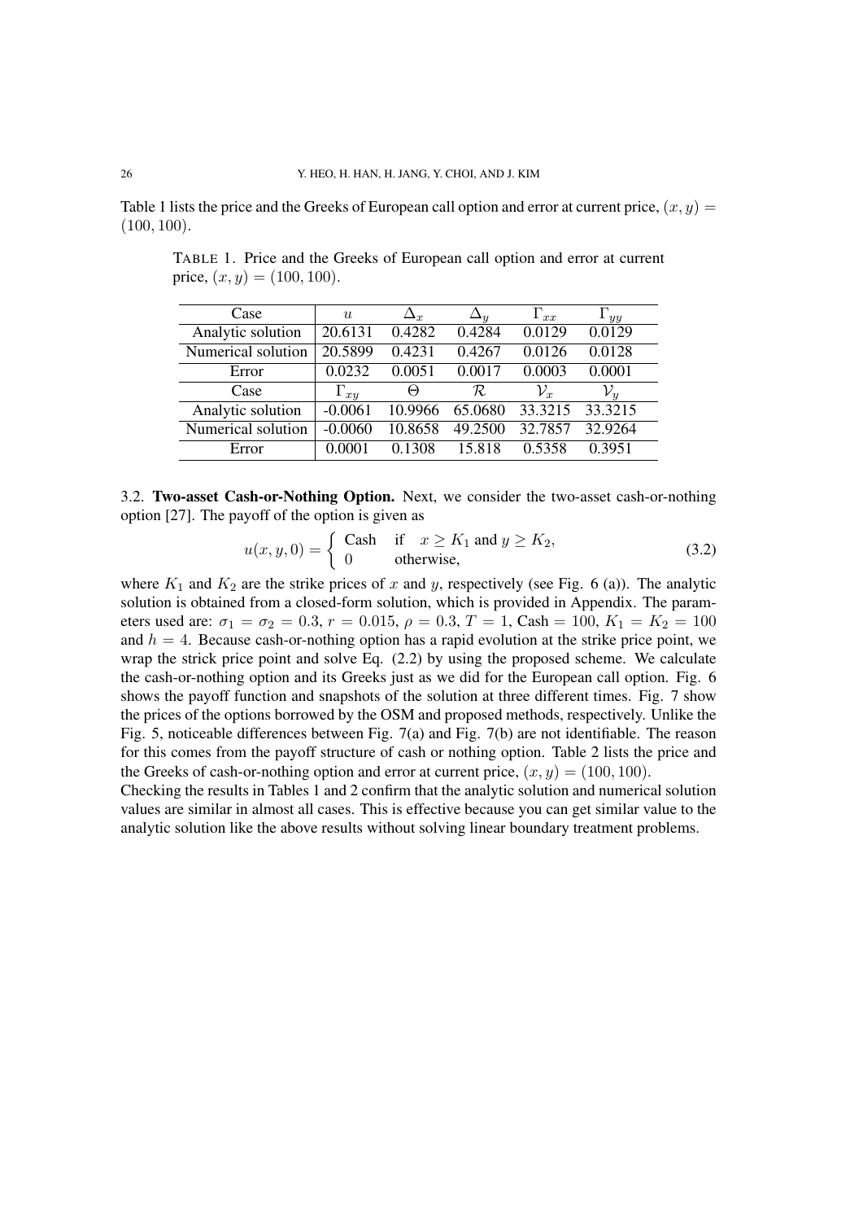Table 1 lists the price and the Greeks of European call option and error at current price, $(x, y) = (100, 100)$.

TABLE 1. Price and the Greeks of European call option and error at current price, $(x, y) = (100, 100)$.

| Case | $u$ | $\Delta_x$ | $\Delta_y$ | $\Gamma_{xx}$ | $\Gamma_{yy}$ |
|---|---|---|---|---|---|
| Analytic solution | 20.6131 | 0.4282 | 0.4284 | 0.0129 | 0.0129 |
| Numerical solution | 20.5899 | 0.4231 | 0.4267 | 0.0126 | 0.0128 |
| Error | 0.0232 | 0.0051 | 0.0017 | 0.0003 | 0.0001 |
| Case | $\Gamma_{xy}$ | $\Theta$ | $\mathcal{R}$ | $\mathcal{V}_x$ | $\mathcal{V}_y$ |
| Analytic solution | -0.0061 | 10.9966 | 65.0680 | 33.3215 | 33.3215 |
| Numerical solution | -0.0060 | 10.8658 | 49.2500 | 32.7857 | 32.9264 |
| Error | 0.0001 | 0.1308 | 15.818 | 0.5358 | 0.3951 |

3.2. **Two-asset Cash-or-Nothing Option.** Next, we consider the two-asset cash-or-nothing option [27]. The payoff of the option is given as

$$u(x, y, 0) = \begin{cases} \text{Cash} & \text{if} \quad x \geq K_1 \text{ and } y \geq K_2, \\ 0 & \text{otherwise,} \end{cases} \tag{3.2}$$

where $K_1$ and $K_2$ are the strike prices of $x$ and $y$, respectively (see Fig. 6 (a)). The analytic solution is obtained from a closed-form solution, which is provided in Appendix. The parameters used are: $\sigma_1 = \sigma_2 = 0.3$, $r = 0.015$, $\rho = 0.3$, $T = 1$, Cash $= 100$, $K_1 = K_2 = 100$ and $h = 4$. Because cash-or-nothing option has a rapid evolution at the strike price point, we wrap the strick price point and solve Eq. (2.2) by using the proposed scheme. We calculate the cash-or-nothing option and its Greeks just as we did for the European call option. Fig. 6 shows the payoff function and snapshots of the solution at three different times. Fig. 7 show the prices of the options borrowed by the OSM and proposed methods, respectively. Unlike the Fig. 5, noticeable differences between Fig. 7(a) and Fig. 7(b) are not identifiable. The reason for this comes from the payoff structure of cash or nothing option. Table 2 lists the price and the Greeks of cash-or-nothing option and error at current price, $(x, y) = (100, 100)$.

Checking the results in Tables 1 and 2 confirm that the analytic solution and numerical solution values are similar in almost all cases. This is effective because you can get similar value to the analytic solution like the above results without solving linear boundary treatment problems.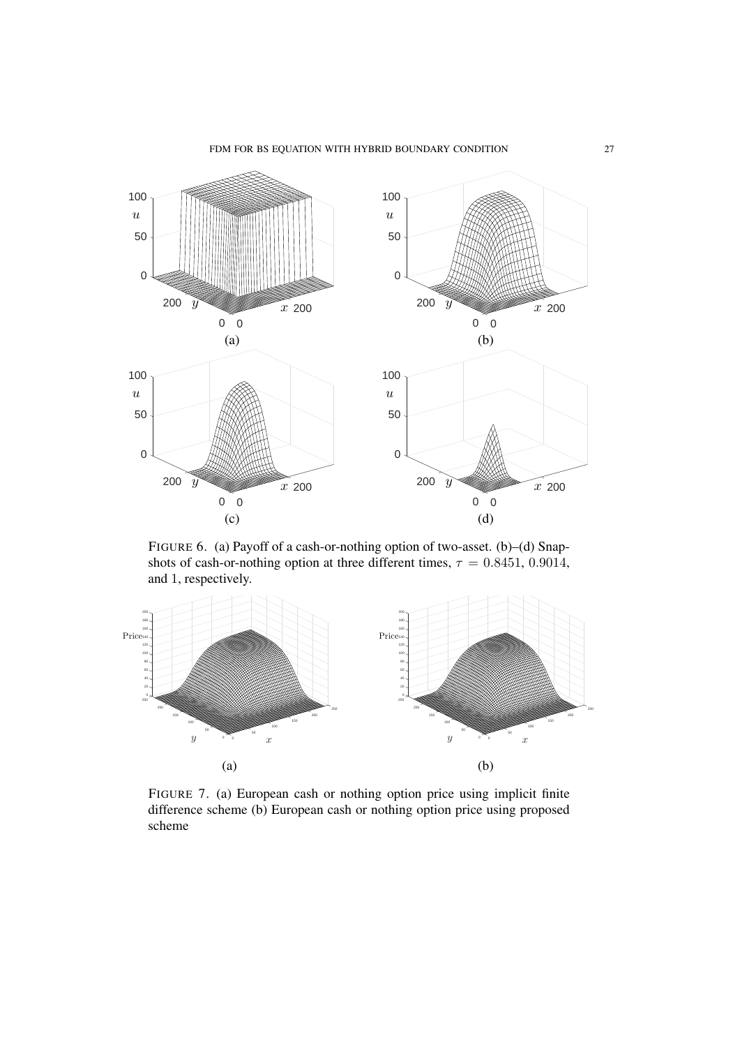FIGURE 6. (a) Payoff of a cash-or-nothing option of two-asset. (b)–(d) Snapshots of cash-or-nothing option at three different times, $\tau = 0.8451$, $0.9014$, and $1$, respectively.

FIGURE 7. (a) European cash or nothing option price using implicit finite difference scheme (b) European cash or nothing option price using proposed scheme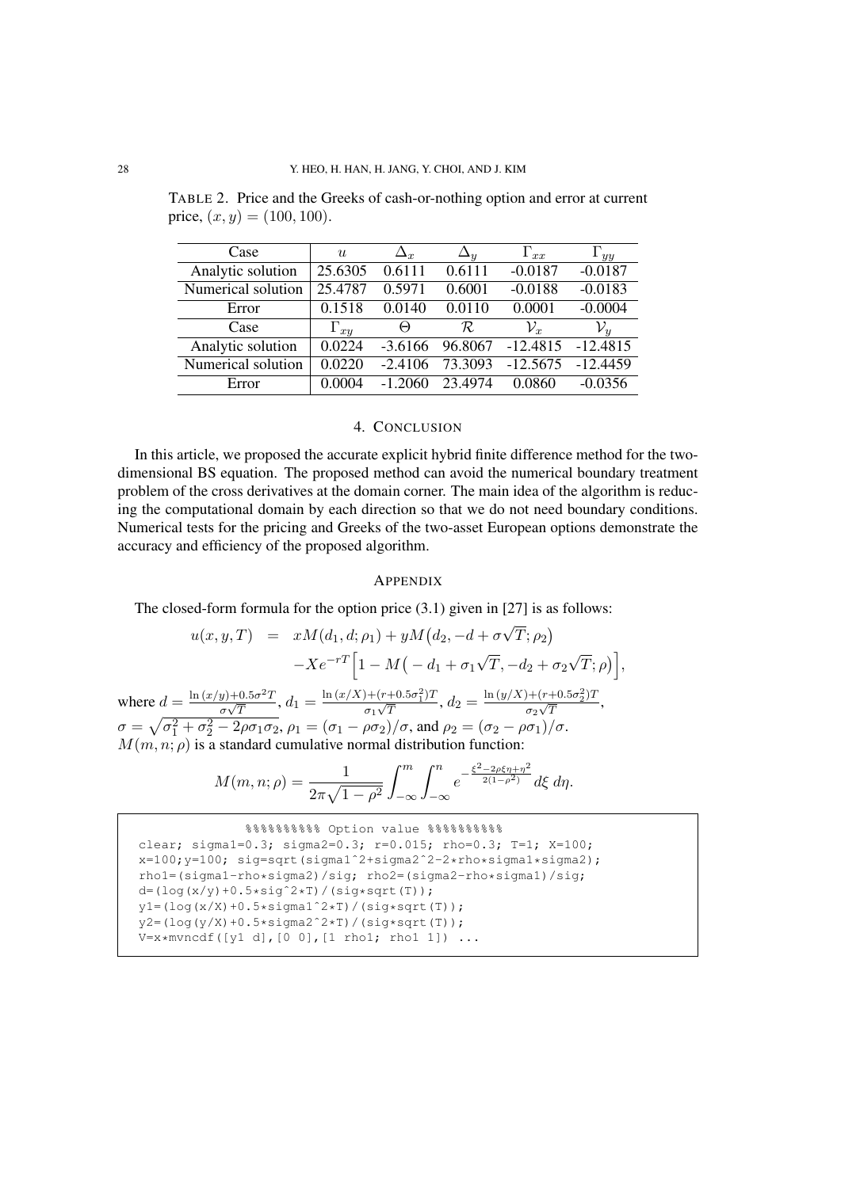TABLE 2. Price and the Greeks of cash-or-nothing option and error at current price, $(x, y) = (100, 100)$.

| Case | $u$ | $\Delta_x$ | $\Delta_y$ | $\Gamma_{xx}$ | $\Gamma_{yy}$ |
|---|---|---|---|---|---|
| Analytic solution | 25.6305 | 0.6111 | 0.6111 | -0.0187 | -0.0187 |
| Numerical solution | 25.4787 | 0.5971 | 0.6001 | -0.0188 | -0.0183 |
| Error | 0.1518 | 0.0140 | 0.0110 | 0.0001 | -0.0004 |
| Case | $\Gamma_{xy}$ | $\Theta$ | $\mathcal{R}$ | $\mathcal{V}_x$ | $\mathcal{V}_y$ |
| Analytic solution | 0.0224 | -3.6166 | 96.8067 | -12.4815 | -12.4815 |
| Numerical solution | 0.0220 | -2.4106 | 73.3093 | -12.5675 | -12.4459 |
| Error | 0.0004 | -1.2060 | 23.4974 | 0.0860 | -0.0356 |

## 4. Conclusion

In this article, we proposed the accurate explicit hybrid finite difference method for the two-dimensional BS equation. The proposed method can avoid the numerical boundary treatment problem of the cross derivatives at the domain corner. The main idea of the algorithm is reducing the computational domain by each direction so that we do not need boundary conditions. Numerical tests for the pricing and Greeks of the two-asset European options demonstrate the accuracy and efficiency of the proposed algorithm.

## Appendix

The closed-form formula for the option price (3.1) given in [27] is as follows:

$$
\begin{aligned}
u(x,y,T) &= xM(d_1, d; \rho_1) + yM\big(d_2, -d + \sigma\sqrt{T}; \rho_2\big) \\
&\quad - Xe^{-rT}\Big[1 - M\big(-d_1 + \sigma_1\sqrt{T}, -d_2 + \sigma_2\sqrt{T}; \rho\big)\Big],
\end{aligned}
$$

where $d = \frac{\ln(x/y) + 0.5\sigma^2 T}{\sigma\sqrt{T}}$, $d_1 = \frac{\ln(x/X) + (r + 0.5\sigma_1^2)T}{\sigma_1\sqrt{T}}$, $d_2 = \frac{\ln(y/X) + (r + 0.5\sigma_2^2)T}{\sigma_2\sqrt{T}}$, $\sigma = \sqrt{\sigma_1^2 + \sigma_2^2 - 2\rho\sigma_1\sigma_2}$, $\rho_1 = (\sigma_1 - \rho\sigma_2)/\sigma$, and $\rho_2 = (\sigma_2 - \rho\sigma_1)/\sigma$. $M(m, n; \rho)$ is a standard cumulative normal distribution function:

$$
M(m, n; \rho) = \frac{1}{2\pi\sqrt{1-\rho^2}} \int_{-\infty}^{m} \int_{-\infty}^{n} e^{-\frac{\xi^2 - 2\rho\xi\eta + \eta^2}{2(1-\rho^2)}} \, d\xi \, d\eta.
$$

```
            %%%%%%%%%% Option value %%%%%%%%%%
clear; sigma1=0.3; sigma2=0.3; r=0.015; rho=0.3; T=1; X=100;
x=100;y=100; sig=sqrt(sigma1^2+sigma2^2-2*rho*sigma1*sigma2);
rho1=(sigma1-rho*sigma2)/sig; rho2=(sigma2-rho*sigma1)/sig;
d=(log(x/y)+0.5*sig^2*T)/(sig*sqrt(T));
y1=(log(x/X)+0.5*sigma1^2*T)/(sig*sqrt(T));
y2=(log(y/X)+0.5*sigma2^2*T)/(sig*sqrt(T));
V=x*mvncdf([y1 d],[0 0],[1 rho1; rho1 1]) ...
```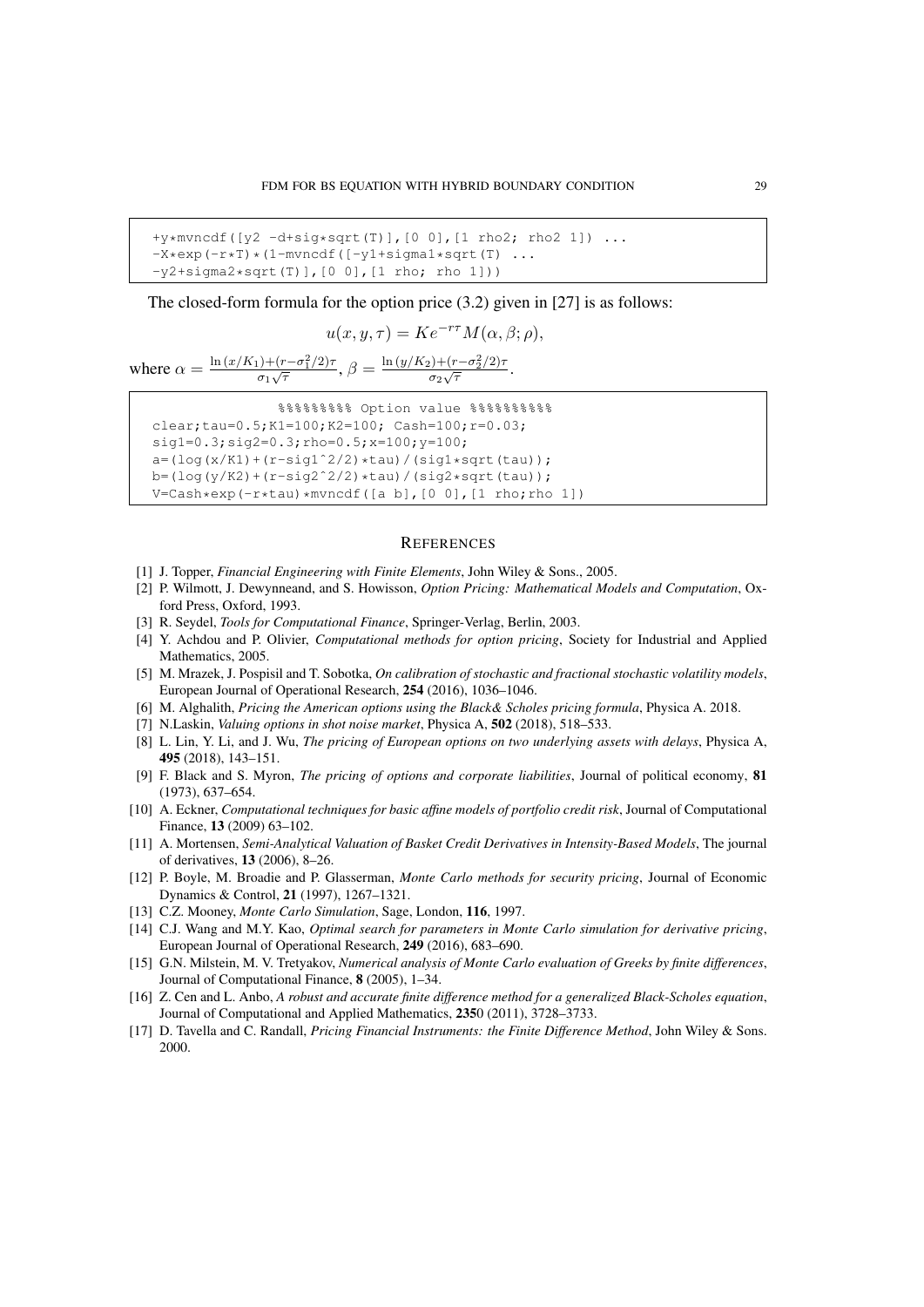```
+y*mvncdf([y2 -d+sig*sqrt(T)],[0 0],[1 rho2; rho2 1]) ...
-X*exp(-r*T)*(1-mvncdf([-y1+sigma1*sqrt(T) ...
-y2+sigma2*sqrt(T)],[0 0],[1 rho; rho 1]))
```

The closed-form formula for the option price (3.2) given in [27] is as follows:

$$u(x, y, \tau) = Ke^{-r\tau} M(\alpha, \beta; \rho),$$

where $\alpha = \frac{\ln(x/K_1) + (r - \sigma_1^2/2)\tau}{\sigma_1 \sqrt{\tau}}$, $\beta = \frac{\ln(y/K_2) + (r - \sigma_2^2/2)\tau}{\sigma_2 \sqrt{\tau}}$.

```
            %%%%%%%%% Option value %%%%%%%%%%
clear;tau=0.5;K1=100;K2=100; Cash=100;r=0.03;
sig1=0.3;sig2=0.3;rho=0.5;x=100;y=100;
a=(log(x/K1)+(r-sig1^2/2)*tau)/(sig1*sqrt(tau));
b=(log(y/K2)+(r-sig2^2/2)*tau)/(sig2*sqrt(tau));
V=Cash*exp(-r*tau)*mvncdf([a b],[0 0],[1 rho;rho 1])
```

## REFERENCES

[1] J. Topper, *Financial Engineering with Finite Elements*, John Wiley & Sons., 2005.

[2] P. Wilmott, J. Dewynneand, and S. Howisson, *Option Pricing: Mathematical Models and Computation*, Oxford Press, Oxford, 1993.

[3] R. Seydel, *Tools for Computational Finance*, Springer-Verlag, Berlin, 2003.

[4] Y. Achdou and P. Olivier, *Computational methods for option pricing*, Society for Industrial and Applied Mathematics, 2005.

[5] M. Mrazek, J. Pospisil and T. Sobotka, *On calibration of stochastic and fractional stochastic volatility models*, European Journal of Operational Research, **254** (2016), 1036–1046.

[6] M. Alghalith, *Pricing the American options using the Black& Scholes pricing formula*, Physica A. 2018.

[7] N.Laskin, *Valuing options in shot noise market*, Physica A, **502** (2018), 518–533.

[8] L. Lin, Y. Li, and J. Wu, *The pricing of European options on two underlying assets with delays*, Physica A, **495** (2018), 143–151.

[9] F. Black and S. Myron, *The pricing of options and corporate liabilities*, Journal of political economy, **81** (1973), 637–654.

[10] A. Eckner, *Computational techniques for basic affine models of portfolio credit risk*, Journal of Computational Finance, **13** (2009) 63–102.

[11] A. Mortensen, *Semi-Analytical Valuation of Basket Credit Derivatives in Intensity-Based Models*, The journal of derivatives, **13** (2006), 8–26.

[12] P. Boyle, M. Broadie and P. Glasserman, *Monte Carlo methods for security pricing*, Journal of Economic Dynamics & Control, **21** (1997), 1267–1321.

[13] C.Z. Mooney, *Monte Carlo Simulation*, Sage, London, **116**, 1997.

[14] C.J. Wang and M.Y. Kao, *Optimal search for parameters in Monte Carlo simulation for derivative pricing*, European Journal of Operational Research, **249** (2016), 683–690.

[15] G.N. Milstein, M. V. Tretyakov, *Numerical analysis of Monte Carlo evaluation of Greeks by finite differences*, Journal of Computational Finance, **8** (2005), 1–34.

[16] Z. Cen and L. Anbo, *A robust and accurate finite difference method for a generalized Black-Scholes equation*, Journal of Computational and Applied Mathematics, **235**0 (2011), 3728–3733.

[17] D. Tavella and C. Randall, *Pricing Financial Instruments: the Finite Difference Method*, John Wiley & Sons. 2000.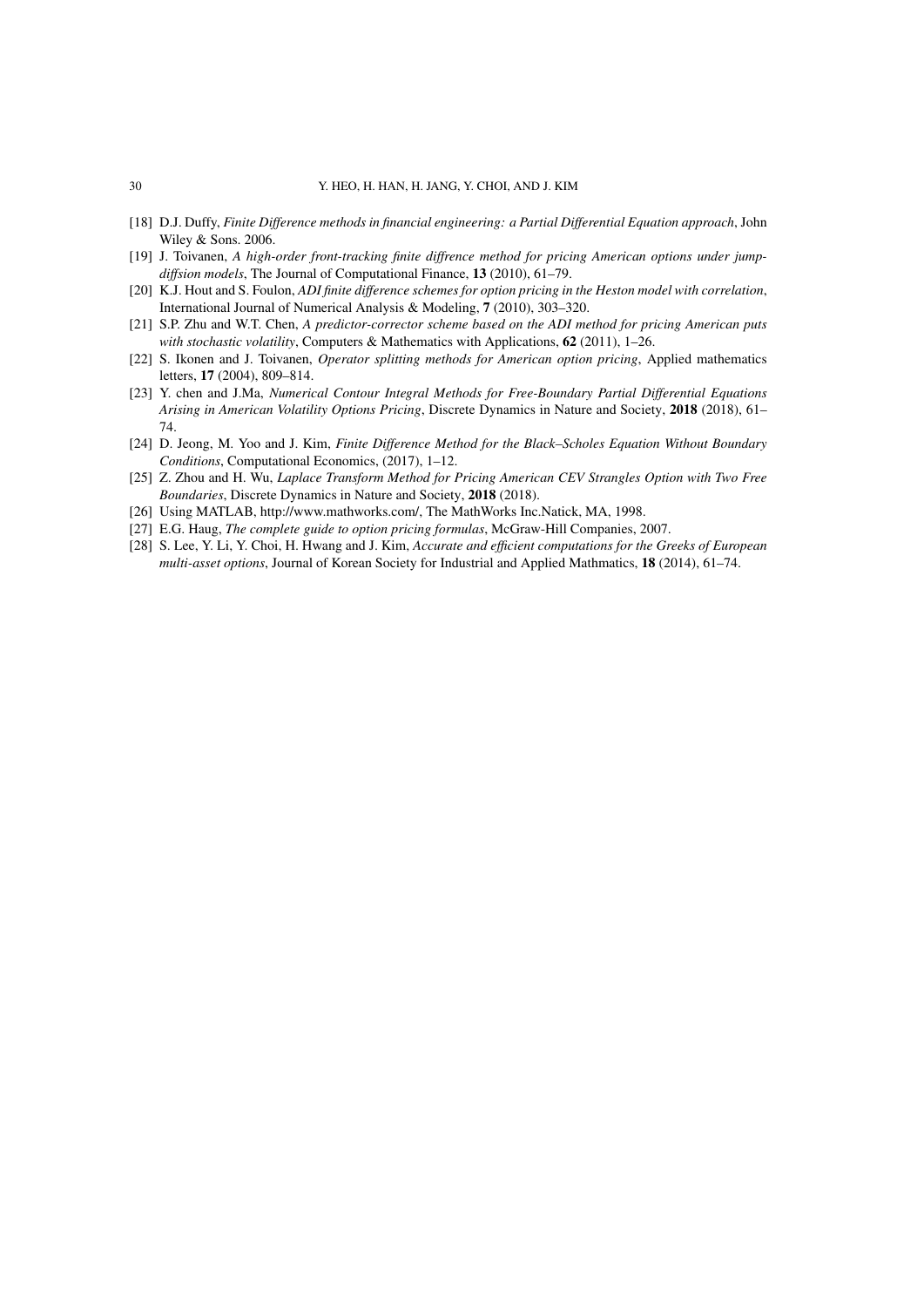[18] D.J. Duffy, *Finite Difference methods in financial engineering: a Partial Differential Equation approach*, John Wiley & Sons. 2006.

[19] J. Toivanen, *A high-order front-tracking finite diffrence method for pricing American options under jump-diffsion models*, The Journal of Computational Finance, **13** (2010), 61–79.

[20] K.J. Hout and S. Foulon, *ADI finite difference schemes for option pricing in the Heston model with correlation*, International Journal of Numerical Analysis & Modeling, **7** (2010), 303–320.

[21] S.P. Zhu and W.T. Chen, *A predictor-corrector scheme based on the ADI method for pricing American puts with stochastic volatility*, Computers & Mathematics with Applications, **62** (2011), 1–26.

[22] S. Ikonen and J. Toivanen, *Operator splitting methods for American option pricing*, Applied mathematics letters, **17** (2004), 809–814.

[23] Y. chen and J.Ma, *Numerical Contour Integral Methods for Free-Boundary Partial Differential Equations Arising in American Volatility Options Pricing*, Discrete Dynamics in Nature and Society, **2018** (2018), 61–74.

[24] D. Jeong, M. Yoo and J. Kim, *Finite Difference Method for the Black–Scholes Equation Without Boundary Conditions*, Computational Economics, (2017), 1–12.

[25] Z. Zhou and H. Wu, *Laplace Transform Method for Pricing American CEV Strangles Option with Two Free Boundaries*, Discrete Dynamics in Nature and Society, **2018** (2018).

[26] Using MATLAB, http://www.mathworks.com/, The MathWorks Inc.Natick, MA, 1998.

[27] E.G. Haug, *The complete guide to option pricing formulas*, McGraw-Hill Companies, 2007.

[28] S. Lee, Y. Li, Y. Choi, H. Hwang and J. Kim, *Accurate and efficient computations for the Greeks of European multi-asset options*, Journal of Korean Society for Industrial and Applied Mathmatics, **18** (2014), 61–74.